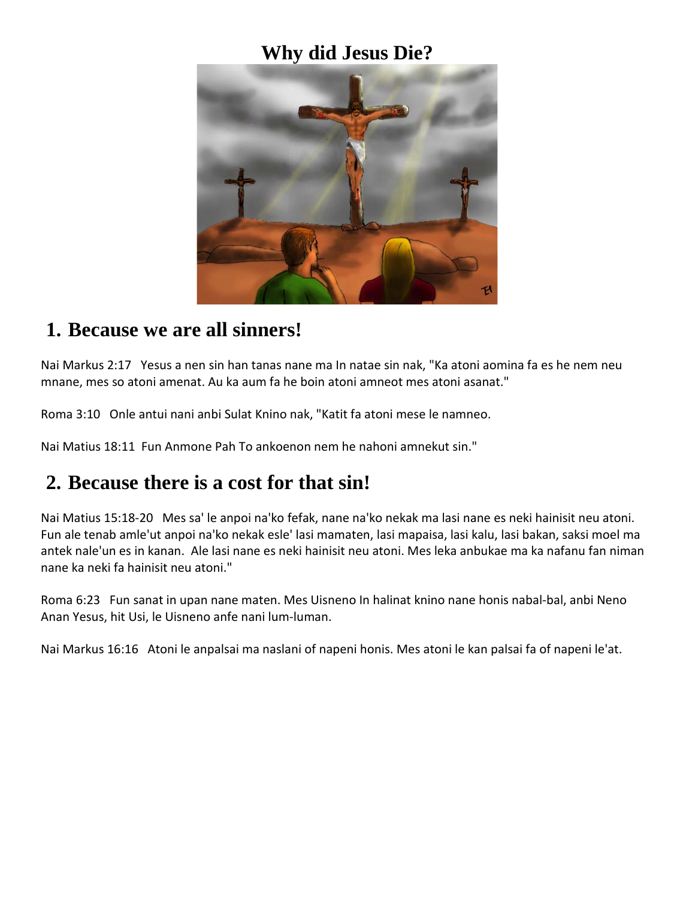# Why did Jesus Die?

## 1. Because we are all sinners!

Nai Markus 2:17 Yesus a nen sin han tanas nane ma In natae sin nak, "Ka atoni aomina fa es he nem neu mnane, mes so atoni amenat. Au ka aum fa he boin atoni amneot mes atoni asanat."

Roma 3:10 Onle antui nani anbi Sulat Knino nak, "Katit fa atoni mese le namneo.

Nai Matius 18:11 Fun Anmone Pah To ankoenon nem he nahoni amnekut sin."

## 2. Because there is a cost for that sin!

Nai Matius 15:18-20 Mes sa' le anpoi na'ko fefak, nane na'ko nekak ma lasi nane es neki hainisit neu atoni. Fun ale tenab amle'ut anpoi na'ko nekak esle' lasi mamaten, lasi mapaisa, lasi kalu, lasi bakan, saksi moel ma antek nale'un es in kanan. Ale lasi nane es neki hainisit neu atoni. Mes leka anbukae ma ka nafanu fan niman nane ka neki fa hainisit neu atoni."

Roma 6:23 Fun sanat in upan nane maten. Mes Uisneno In halinat knino nane honis nabal-bal, anbi Neno Anan Yesus, hit Usi, le Uisneno anfe nani lum-luman.

Nai Markus 16:16 Atoni le anpalsai ma naslani of napeni honis. Mes atoni le kan palsai fa of napeni le'at.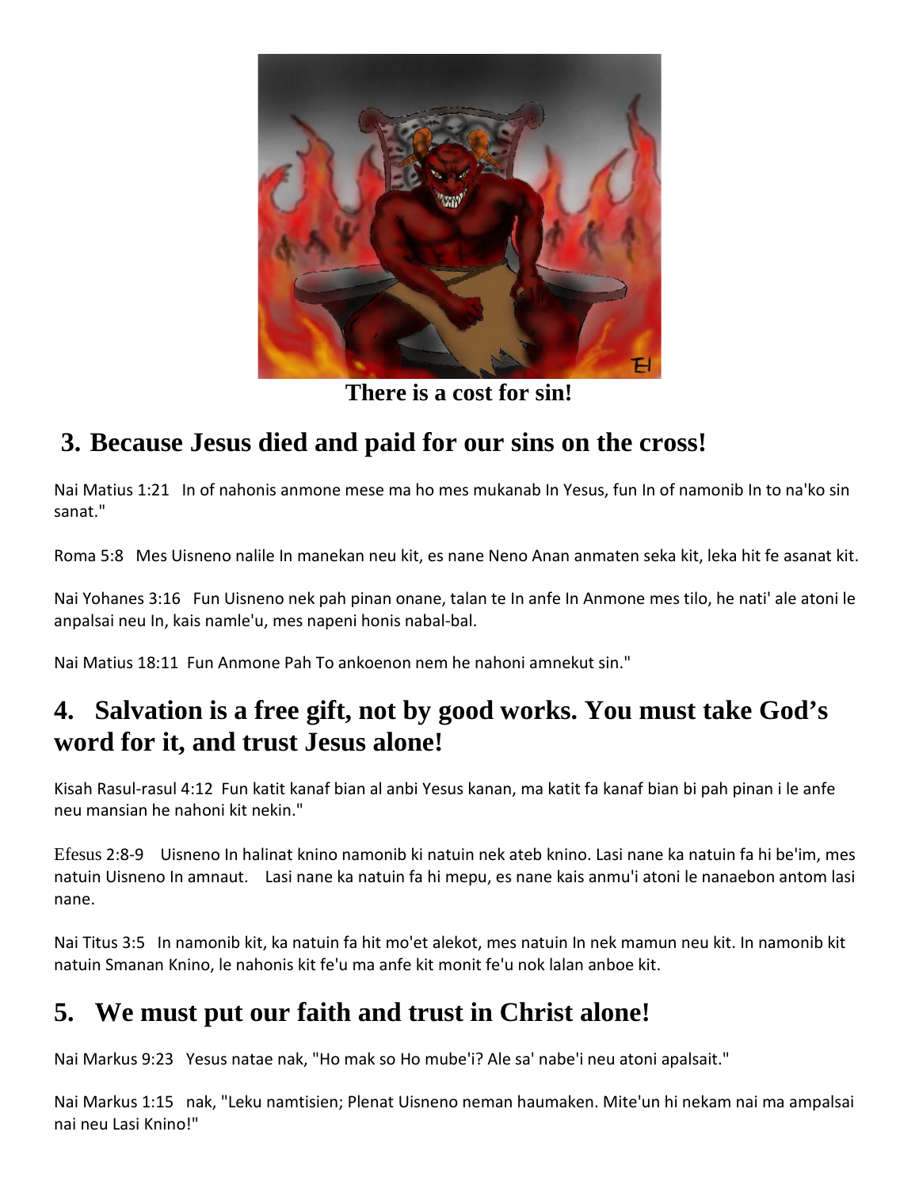There is a cost for sin!

## 3. Because Jesus died and paid for our sins on the cross!

Nai Matius 1:21 In of nahonis anmone mese ma ho mes mukanab In Yesus, fun In of namonib In to na'ko sin sanat."

Roma 5:8 Mes Uisneno nalile In manekan neu kit, es nane Neno Anan anmaten seka kit, leka hit fe asanat kit.

Nai Yohanes 3:16 Fun Uisneno nek pah pinan onane, talan te In anfe In Anmone mes tilo, he nati' ale atoni le anpalsai neu In, kais namle'u, mes napeni honis nabal-bal.

Nai Matius 18:11 Fun Anmone Pah To ankoenon nem he nahoni amnekut sin."

## 4. Salvation is a free gift, not by good works. You must take God's word for it, and trust Jesus alone!

Kisah Rasul-rasul 4:12 Fun katit kanaf bian al anbi Yesus kanan, ma katit fa kanaf bian bi pah pinan i le anfe neu mansian he nahoni kit nekin."

Efesus 2:8-9 Uisneno In halinat knino namonib ki natuin nek ateb knino. Lasi nane ka natuin fa hi be'im, mes natuin Uisneno In amnaut. Lasi nane ka natuin fa hi mepu, es nane kais anmu'i atoni le nanaebon antom lasi nane.

Nai Titus 3:5 In namonib kit, ka natuin fa hit mo'et alekot, mes natuin In nek mamun neu kit. In namonib kit natuin Smanan Knino, le nahonis kit fe'u ma anfe kit monit fe'u nok lalan anboe kit.

## 5. We must put our faith and trust in Christ alone!

Nai Markus 9:23 Yesus natae nak, "Ho mak so Ho mube'i? Ale sa' nabe'i neu atoni apalsait."

Nai Markus 1:15 nak, "Leku namtisien; Plenat Uisneno neman haumaken. Mite'un hi nekam nai ma ampalsai nai neu Lasi Knino!"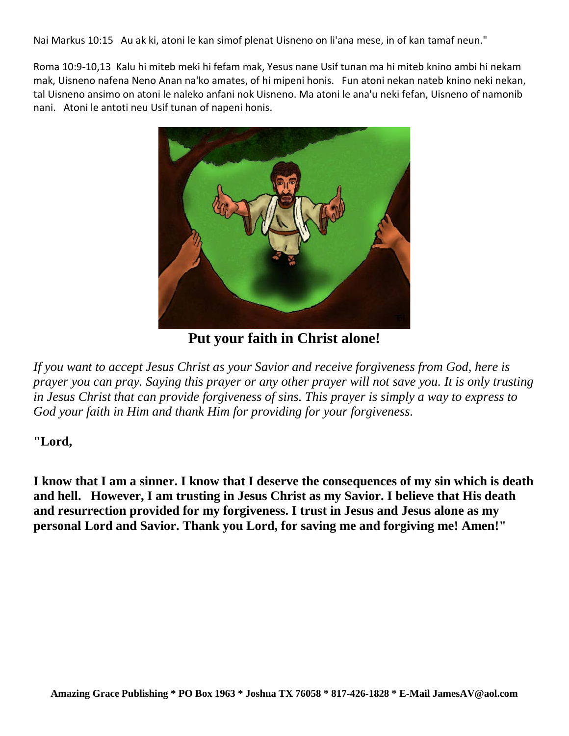Nai Markus 10:15 Au ak ki, atoni le kan simof plenat Uisneno on li'ana mese, in of kan tamaf neun."

Roma 10:9-10,13 Kalu hi miteb meki hi fefam mak, Yesus nane Usif tunan ma hi miteb knino ambi hi nekam mak, Uisneno nafena Neno Anan na'ko amates, of hi mipeni honis. Fun atoni nekan nateb knino neki nekan, tal Uisneno ansimo on atoni le naleko anfani nok Uisneno. Ma atoni le ana'u neki fefan, Uisneno of namonib nani. Atoni le antoti neu Usif tunan of napeni honis.

**Put your faith in Christ alone!**

*If you want to accept Jesus Christ as your Savior and receive forgiveness from God, here is prayer you can pray. Saying this prayer or any other prayer will not save you. It is only trusting in Jesus Christ that can provide forgiveness of sins. This prayer is simply a way to express to God your faith in Him and thank Him for providing for your forgiveness.*

**"Lord,**

**I know that I am a sinner. I know that I deserve the consequences of my sin which is death and hell. However, I am trusting in Jesus Christ as my Savior. I believe that His death and resurrection provided for my forgiveness. I trust in Jesus and Jesus alone as my personal Lord and Savior. Thank you Lord, for saving me and forgiving me! Amen!"**

**Amazing Grace Publishing * PO Box 1963 * Joshua TX 76058 * 817-426-1828 * E-Mail JamesAV@aol.com**